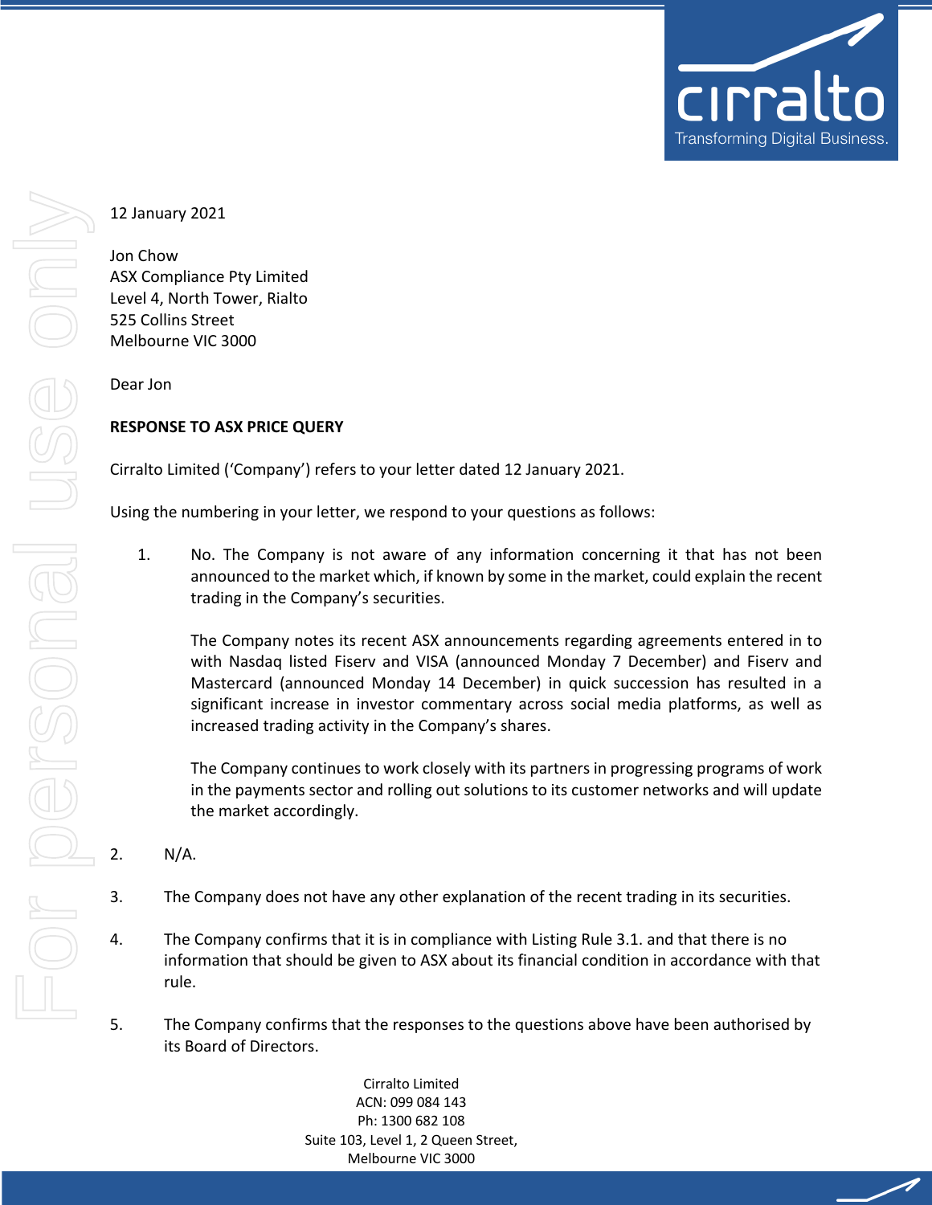12 January 2021

Jon Chow
ASX Compliance Pty Limited
Level 4, North Tower, Rialto
525 Collins Street
Melbourne VIC 3000

Dear Jon

**RESPONSE TO ASX PRICE QUERY**

Cirralto Limited ('Company') refers to your letter dated 12 January 2021.

Using the numbering in your letter, we respond to your questions as follows:

1. No. The Company is not aware of any information concerning it that has not been announced to the market which, if known by some in the market, could explain the recent trading in the Company's securities.

   The Company notes its recent ASX announcements regarding agreements entered in to with Nasdaq listed Fiserv and VISA (announced Monday 7 December) and Fiserv and Mastercard (announced Monday 14 December) in quick succession has resulted in a significant increase in investor commentary across social media platforms, as well as increased trading activity in the Company's shares.

   The Company continues to work closely with its partners in progressing programs of work in the payments sector and rolling out solutions to its customer networks and will update the market accordingly.

2. N/A.

3. The Company does not have any other explanation of the recent trading in its securities.

4. The Company confirms that it is in compliance with Listing Rule 3.1. and that there is no information that should be given to ASX about its financial condition in accordance with that rule.

5. The Company confirms that the responses to the questions above have been authorised by its Board of Directors.

Cirralto Limited
ACN: 099 084 143
Ph: 1300 682 108
Suite 103, Level 1, 2 Queen Street,
Melbourne VIC 3000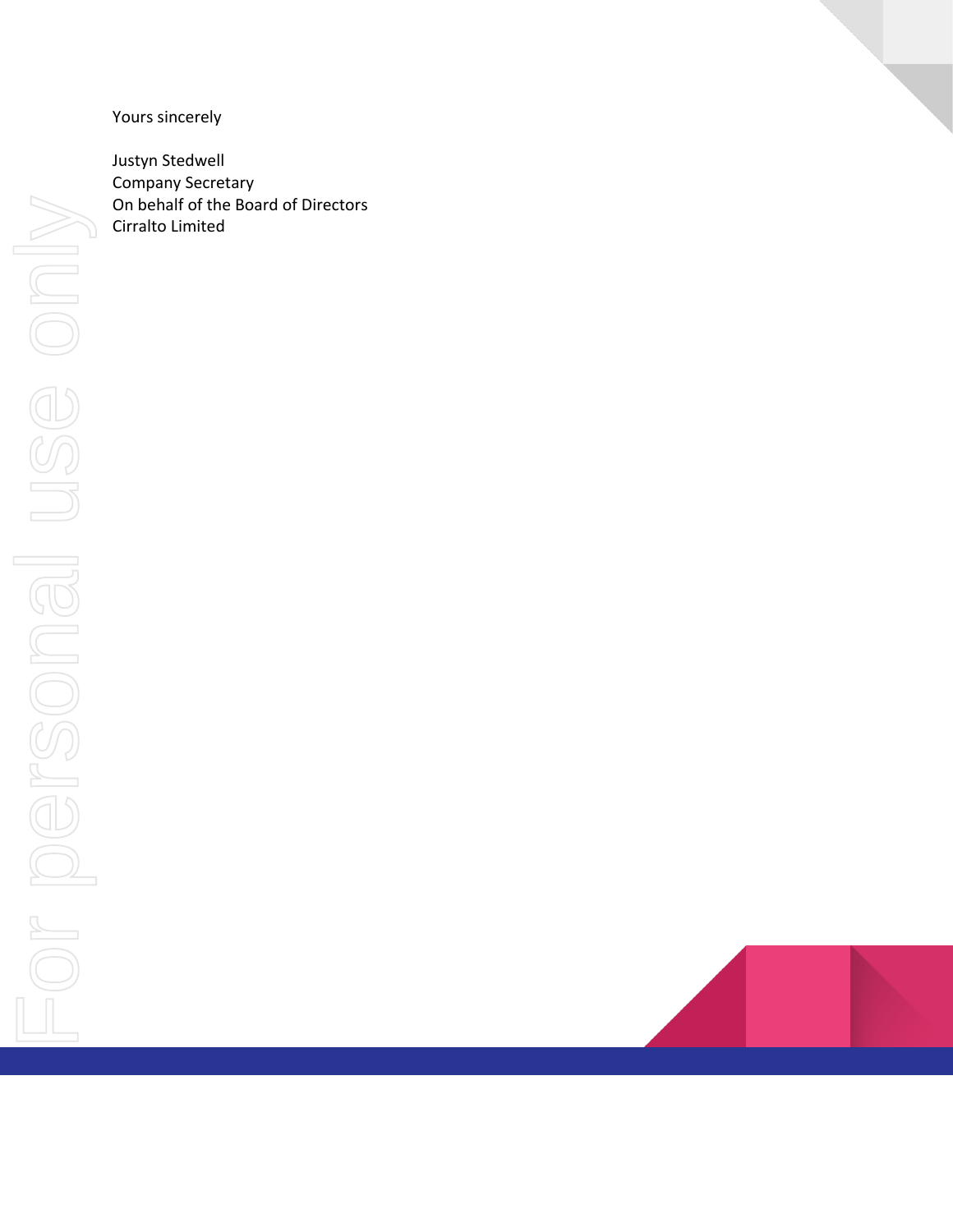Yours sincerely

Justyn Stedwell
Company Secretary
On behalf of the Board of Directors
Cirralto Limited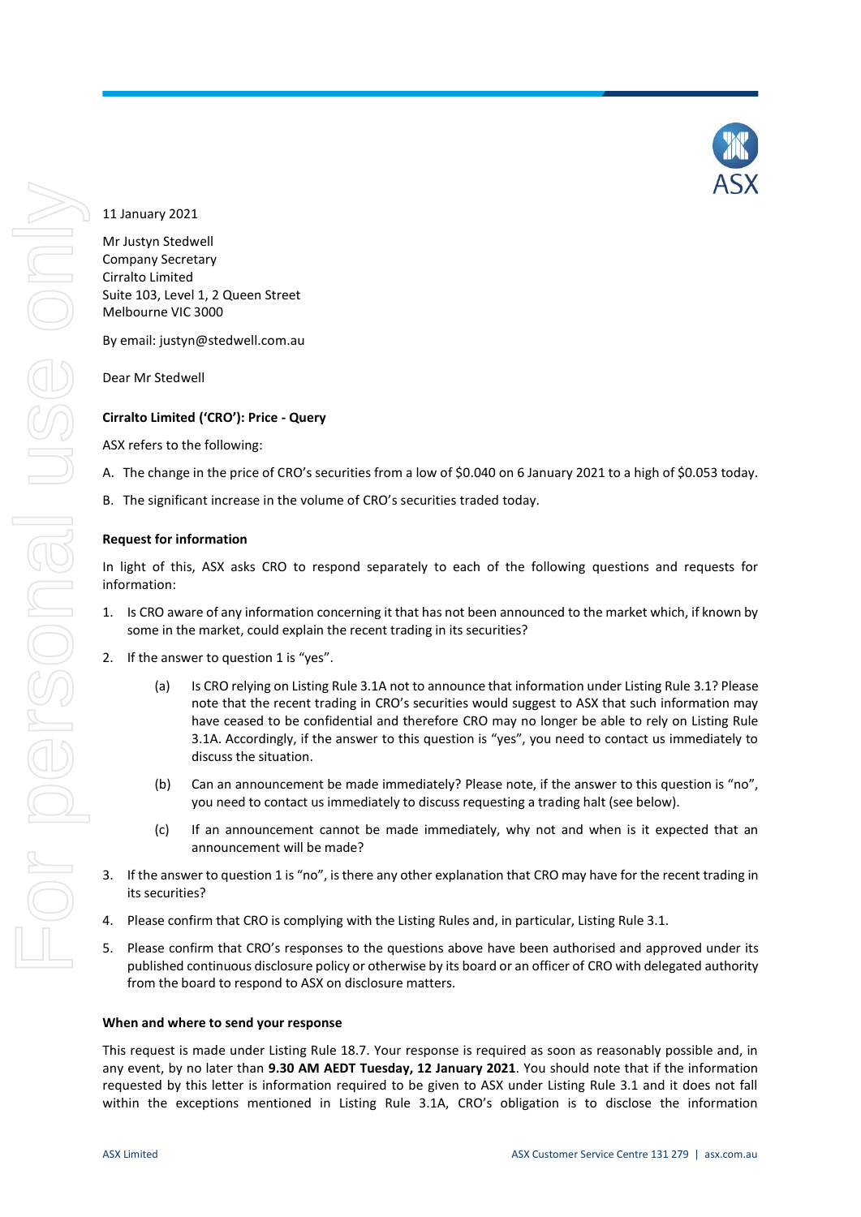11 January 2021

Mr Justyn Stedwell
Company Secretary
Cirralto Limited
Suite 103, Level 1, 2 Queen Street
Melbourne VIC 3000

By email: justyn@stedwell.com.au

Dear Mr Stedwell

**Cirralto Limited ('CRO'): Price - Query**

ASX refers to the following:

A. The change in the price of CRO's securities from a low of $0.040 on 6 January 2021 to a high of $0.053 today.

B. The significant increase in the volume of CRO's securities traded today.

**Request for information**

In light of this, ASX asks CRO to respond separately to each of the following questions and requests for information:

1. Is CRO aware of any information concerning it that has not been announced to the market which, if known by some in the market, could explain the recent trading in its securities?

2. If the answer to question 1 is "yes".

   (a) Is CRO relying on Listing Rule 3.1A not to announce that information under Listing Rule 3.1? Please note that the recent trading in CRO's securities would suggest to ASX that such information may have ceased to be confidential and therefore CRO may no longer be able to rely on Listing Rule 3.1A. Accordingly, if the answer to this question is "yes", you need to contact us immediately to discuss the situation.

   (b) Can an announcement be made immediately? Please note, if the answer to this question is "no", you need to contact us immediately to discuss requesting a trading halt (see below).

   (c) If an announcement cannot be made immediately, why not and when is it expected that an announcement will be made?

3. If the answer to question 1 is "no", is there any other explanation that CRO may have for the recent trading in its securities?

4. Please confirm that CRO is complying with the Listing Rules and, in particular, Listing Rule 3.1.

5. Please confirm that CRO's responses to the questions above have been authorised and approved under its published continuous disclosure policy or otherwise by its board or an officer of CRO with delegated authority from the board to respond to ASX on disclosure matters.

**When and where to send your response**

This request is made under Listing Rule 18.7. Your response is required as soon as reasonably possible and, in any event, by no later than **9.30 AM AEDT Tuesday, 12 January 2021**. You should note that if the information requested by this letter is information required to be given to ASX under Listing Rule 3.1 and it does not fall within the exceptions mentioned in Listing Rule 3.1A, CRO's obligation is to disclose the information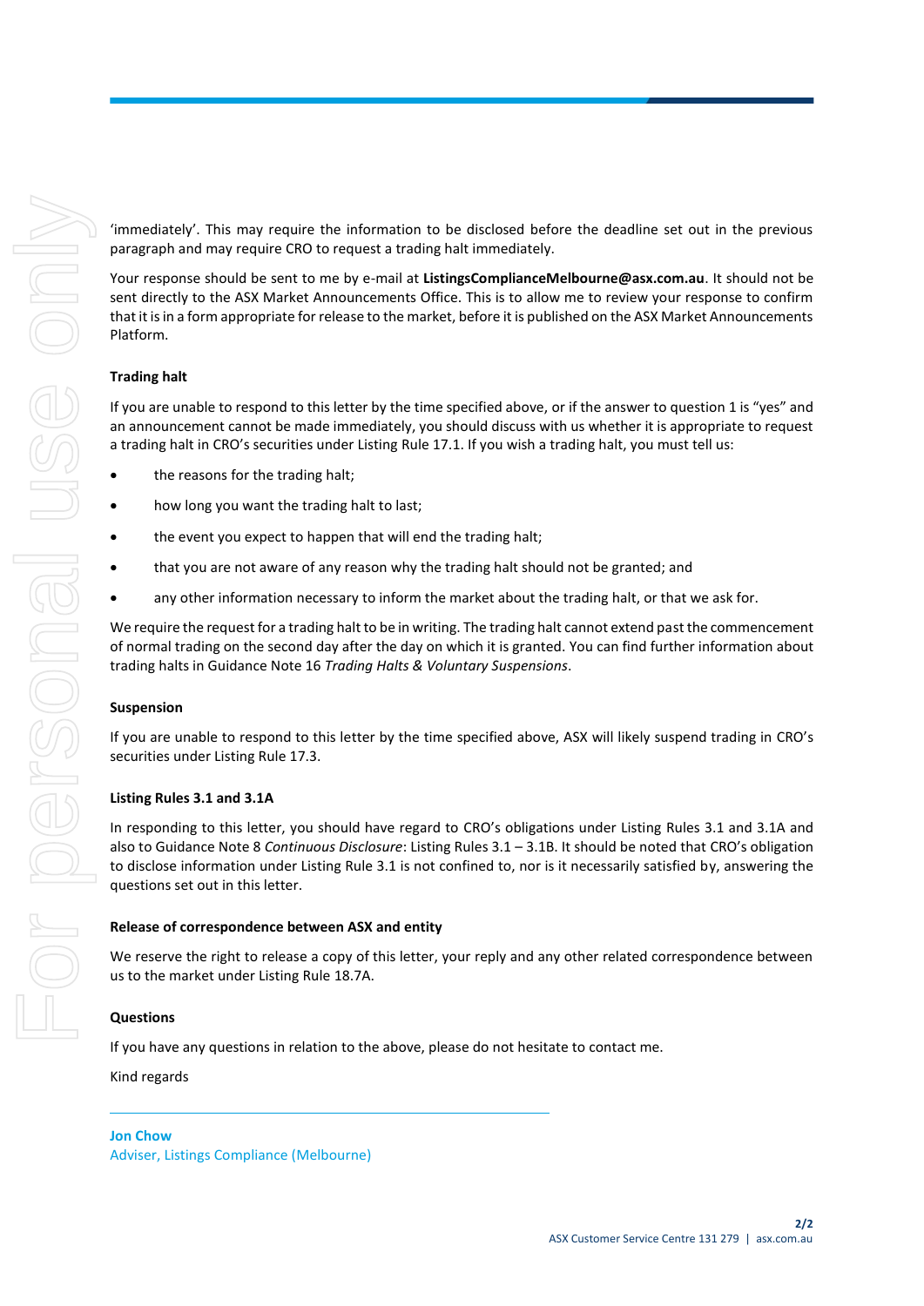'immediately'. This may require the information to be disclosed before the deadline set out in the previous paragraph and may require CRO to request a trading halt immediately.

Your response should be sent to me by e-mail at **ListingsComplianceMelbourne@asx.com.au**. It should not be sent directly to the ASX Market Announcements Office. This is to allow me to review your response to confirm that it is in a form appropriate for release to the market, before it is published on the ASX Market Announcements Platform.

**Trading halt**

If you are unable to respond to this letter by the time specified above, or if the answer to question 1 is "yes" and an announcement cannot be made immediately, you should discuss with us whether it is appropriate to request a trading halt in CRO's securities under Listing Rule 17.1. If you wish a trading halt, you must tell us:

- the reasons for the trading halt;
- how long you want the trading halt to last;
- the event you expect to happen that will end the trading halt;
- that you are not aware of any reason why the trading halt should not be granted; and
- any other information necessary to inform the market about the trading halt, or that we ask for.

We require the request for a trading halt to be in writing. The trading halt cannot extend past the commencement of normal trading on the second day after the day on which it is granted. You can find further information about trading halts in Guidance Note 16 *Trading Halts & Voluntary Suspensions*.

**Suspension**

If you are unable to respond to this letter by the time specified above, ASX will likely suspend trading in CRO's securities under Listing Rule 17.3.

**Listing Rules 3.1 and 3.1A**

In responding to this letter, you should have regard to CRO's obligations under Listing Rules 3.1 and 3.1A and also to Guidance Note 8 *Continuous Disclosure*: Listing Rules 3.1 – 3.1B. It should be noted that CRO's obligation to disclose information under Listing Rule 3.1 is not confined to, nor is it necessarily satisfied by, answering the questions set out in this letter.

**Release of correspondence between ASX and entity**

We reserve the right to release a copy of this letter, your reply and any other related correspondence between us to the market under Listing Rule 18.7A.

**Questions**

If you have any questions in relation to the above, please do not hesitate to contact me.

Kind regards

**Jon Chow**
Adviser, Listings Compliance (Melbourne)